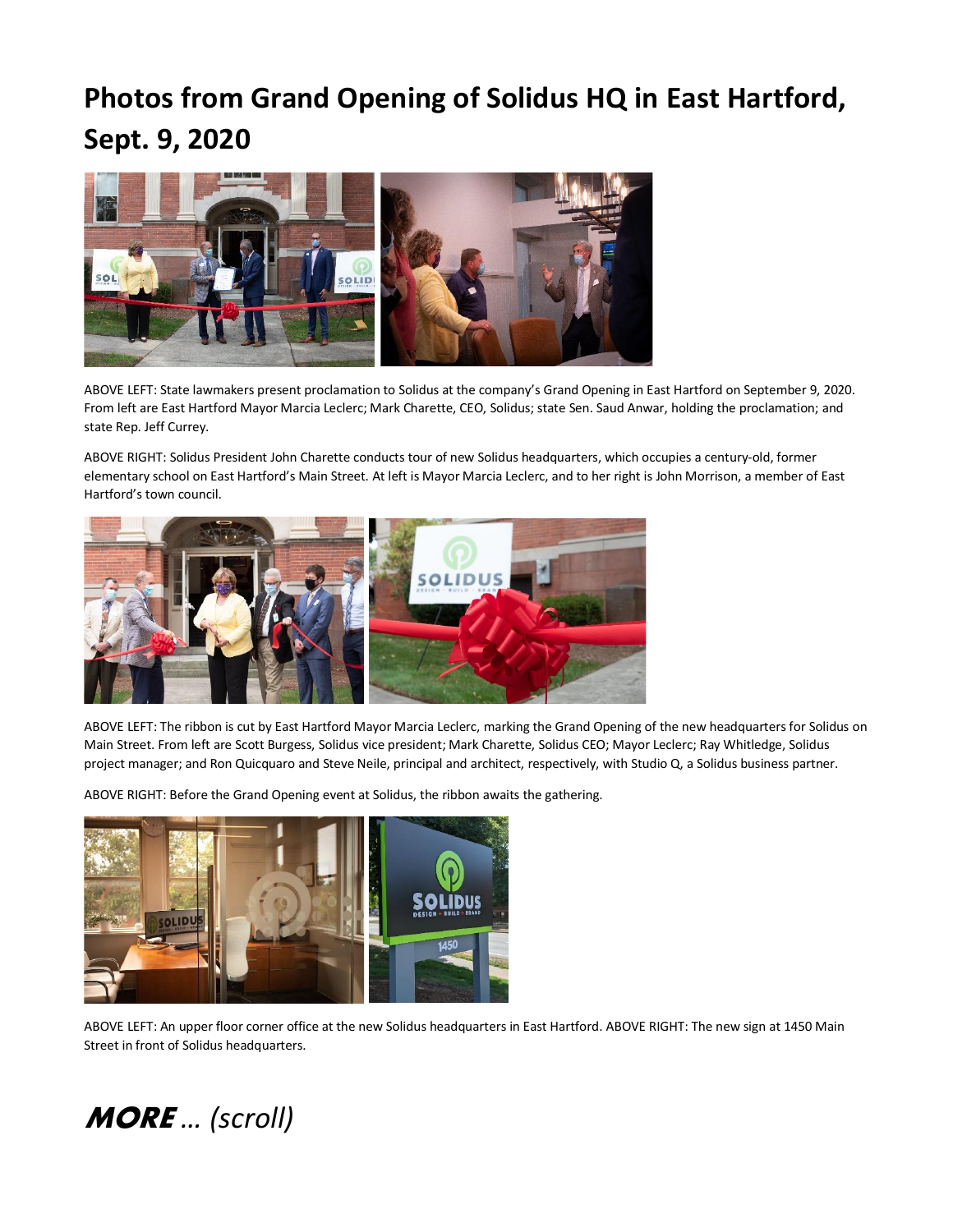# Photos from Grand Opening of Solidus HQ in East Hartford, Sept. 9, 2020

ABOVE LEFT: State lawmakers present proclamation to Solidus at the company's Grand Opening in East Hartford on September 9, 2020. From left are East Hartford Mayor Marcia Leclerc; Mark Charette, CEO, Solidus; state Sen. Saud Anwar, holding the proclamation; and state Rep. Jeff Currey.

ABOVE RIGHT: Solidus President John Charette conducts tour of new Solidus headquarters, which occupies a century-old, former elementary school on East Hartford's Main Street. At left is Mayor Marcia Leclerc, and to her right is John Morrison, a member of East Hartford's town council.

ABOVE LEFT: The ribbon is cut by East Hartford Mayor Marcia Leclerc, marking the Grand Opening of the new headquarters for Solidus on Main Street. From left are Scott Burgess, Solidus vice president; Mark Charette, Solidus CEO; Mayor Leclerc; Ray Whitledge, Solidus project manager; and Ron Quicquaro and Steve Neile, principal and architect, respectively, with Studio Q, a Solidus business partner.

ABOVE RIGHT: Before the Grand Opening event at Solidus, the ribbon awaits the gathering.

ABOVE LEFT: An upper floor corner office at the new Solidus headquarters in East Hartford. ABOVE RIGHT: The new sign at 1450 Main Street in front of Solidus headquarters.

***MORE*** *… (scroll)*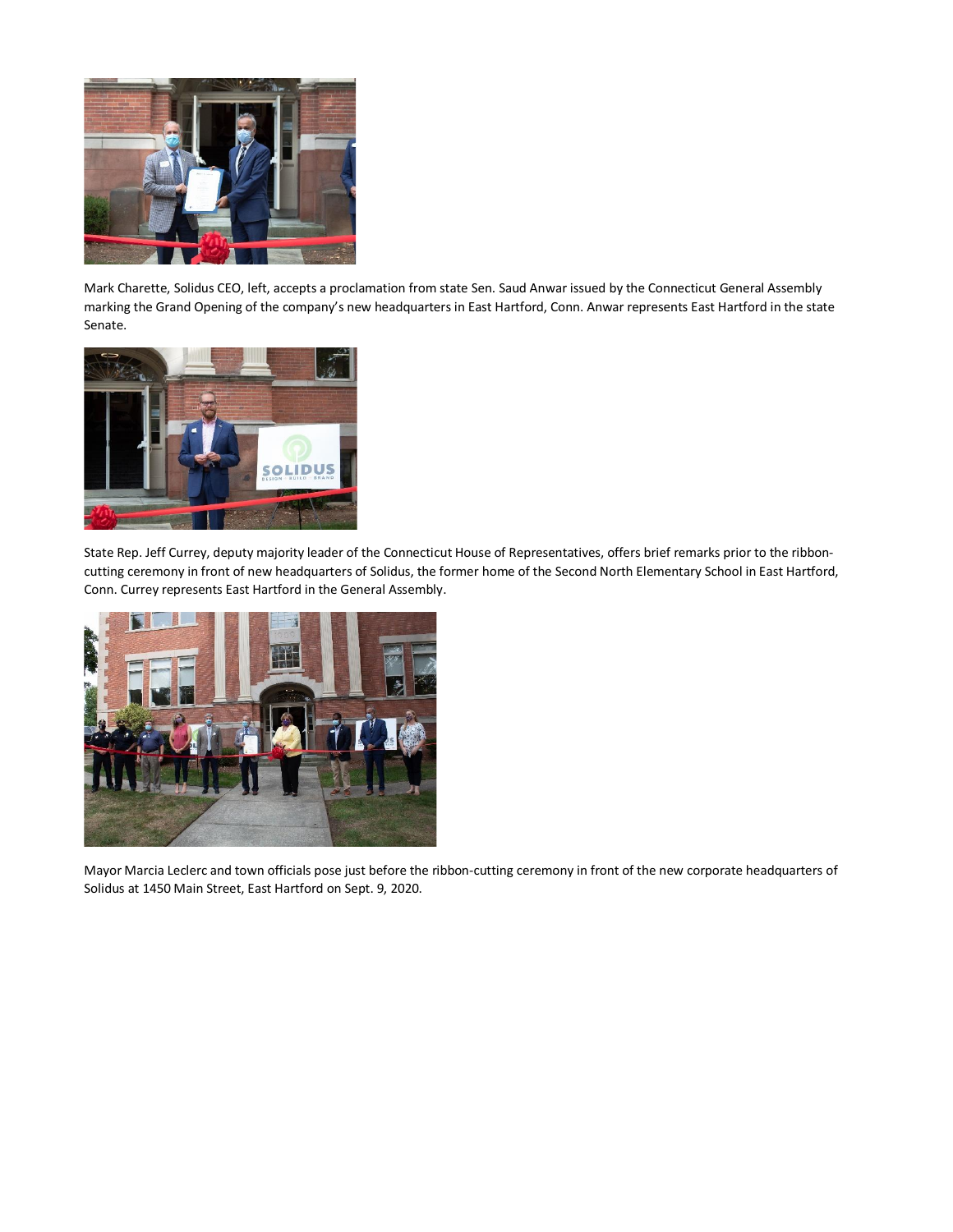Mark Charette, Solidus CEO, left, accepts a proclamation from state Sen. Saud Anwar issued by the Connecticut General Assembly marking the Grand Opening of the company's new headquarters in East Hartford, Conn. Anwar represents East Hartford in the state Senate.

State Rep. Jeff Currey, deputy majority leader of the Connecticut House of Representatives, offers brief remarks prior to the ribbon-cutting ceremony in front of new headquarters of Solidus, the former home of the Second North Elementary School in East Hartford, Conn. Currey represents East Hartford in the General Assembly.

Mayor Marcia Leclerc and town officials pose just before the ribbon-cutting ceremony in front of the new corporate headquarters of Solidus at 1450 Main Street, East Hartford on Sept. 9, 2020.